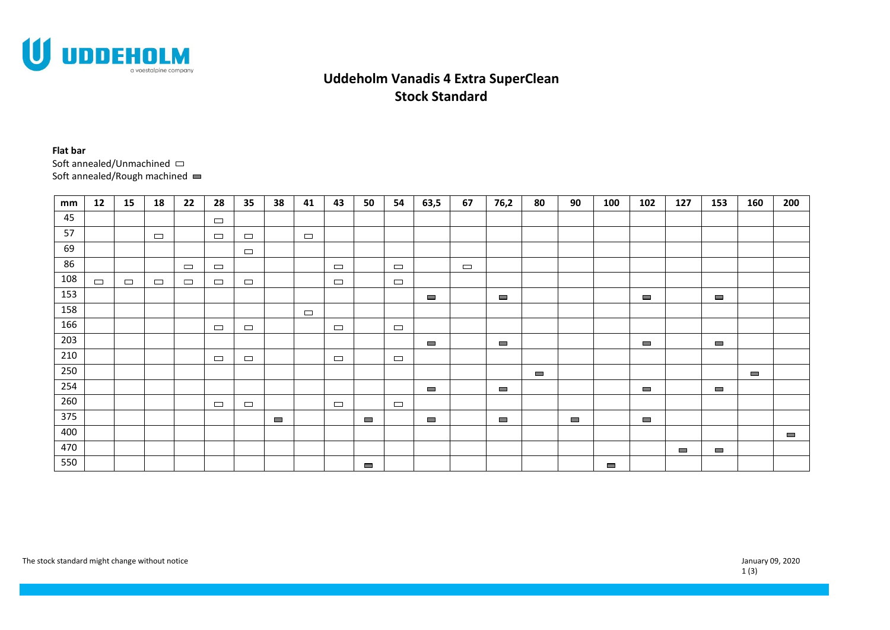# Uddeholm Vanadis 4 Extra SuperClean
# Stock Standard

**Flat bar**

Soft annealed/Unmachined ▭

Soft annealed/Rough machined ▬

| mm | 12 | 15 | 18 | 22 | 28 | 35 | 38 | 41 | 43 | 50 | 54 | 63,5 | 67 | 76,2 | 80 | 90 | 100 | 102 | 127 | 153 | 160 | 200 |
|---|---|---|---|---|---|---|---|---|---|---|---|---|---|---|---|---|---|---|---|---|---|---|
| 45 | | | | | ▭ | | | | | | | | | | | | | | | | | |
| 57 | | | ▭ | | ▭ | ▭ | | ▭ | | | | | | | | | | | | | | |
| 69 | | | | | | ▭ | | | | | | | | | | | | | | | | |
| 86 | | | | ▭ | ▭ | | | | ▭ | | ▭ | | ▭ | | | | | | | | | |
| 108 | ▭ | ▭ | ▭ | ▭ | ▭ | ▭ | | | ▭ | | ▭ | | | | | | | | | | | |
| 153 | | | | | | | | | | | | ▬ | | ▬ | | | | ▬ | | ▬ | | |
| 158 | | | | | | | | ▭ | | | | | | | | | | | | | | |
| 166 | | | | | ▭ | ▭ | | | ▭ | | ▭ | | | | | | | | | | | |
| 203 | | | | | | | | | | | | ▬ | | ▬ | | | | ▬ | | ▬ | | |
| 210 | | | | | ▭ | ▭ | | | ▭ | | ▭ | | | | | | | | | | | |
| 250 | | | | | | | | | | | | | | | ▬ | | | | | | ▬ | |
| 254 | | | | | | | | | | | | ▬ | | ▬ | | | | ▬ | | ▬ | | |
| 260 | | | | | ▭ | ▭ | | | ▭ | | ▭ | | | | | | | | | | | |
| 375 | | | | | | | ▬ | | | ▬ | | ▬ | | ▬ | | ▬ | | ▬ | | | | |
| 400 | | | | | | | | | | | | | | | | | | | | | | ▬ |
| 470 | | | | | | | | | | | | | | | | | | | ▬ | ▬ | | |
| 550 | | | | | | | | | | ▬ | | | | | | | ▬ | | | | | |

The stock standard might change without notice

January 09, 2020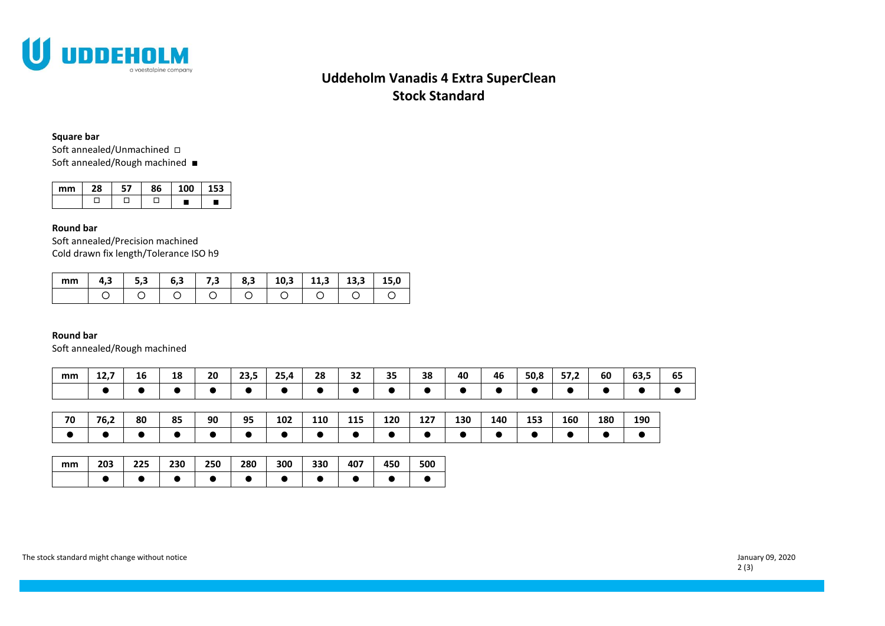# Uddeholm Vanadis 4 Extra SuperClean
## Stock Standard

**Square bar**

Soft annealed/Unmachined □
Soft annealed/Rough machined ■

| mm | 28 | 57 | 86 | 100 | 153 |
|---|---|---|---|---|---|
| | □ | □ | □ | ■ | ■ |

**Round bar**

Soft annealed/Precision machined
Cold drawn fix length/Tolerance ISO h9

| mm | 4,3 | 5,3 | 6,3 | 7,3 | 8,3 | 10,3 | 11,3 | 13,3 | 15,0 |
|---|---|---|---|---|---|---|---|---|---|
| | ○ | ○ | ○ | ○ | ○ | ○ | ○ | ○ | ○ |

**Round bar**

Soft annealed/Rough machined

| mm | 12,7 | 16 | 18 | 20 | 23,5 | 25,4 | 28 | 32 | 35 | 38 | 40 | 46 | 50,8 | 57,2 | 60 | 63,5 | 65 |
|---|---|---|---|---|---|---|---|---|---|---|---|---|---|---|---|---|---|
| | ● | ● | ● | ● | ● | ● | ● | ● | ● | ● | ● | ● | ● | ● | ● | ● | ● |

| 70 | 76,2 | 80 | 85 | 90 | 95 | 102 | 110 | 115 | 120 | 127 | 130 | 140 | 153 | 160 | 180 | 190 |
|---|---|---|---|---|---|---|---|---|---|---|---|---|---|---|---|---|
| ● | ● | ● | ● | ● | ● | ● | ● | ● | ● | ● | ● | ● | ● | ● | ● | ● |

| mm | 203 | 225 | 230 | 250 | 280 | 300 | 330 | 407 | 450 | 500 |
|---|---|---|---|---|---|---|---|---|---|---|
| | ● | ● | ● | ● | ● | ● | ● | ● | ● | ● |

The stock standard might change without notice

January 09, 2020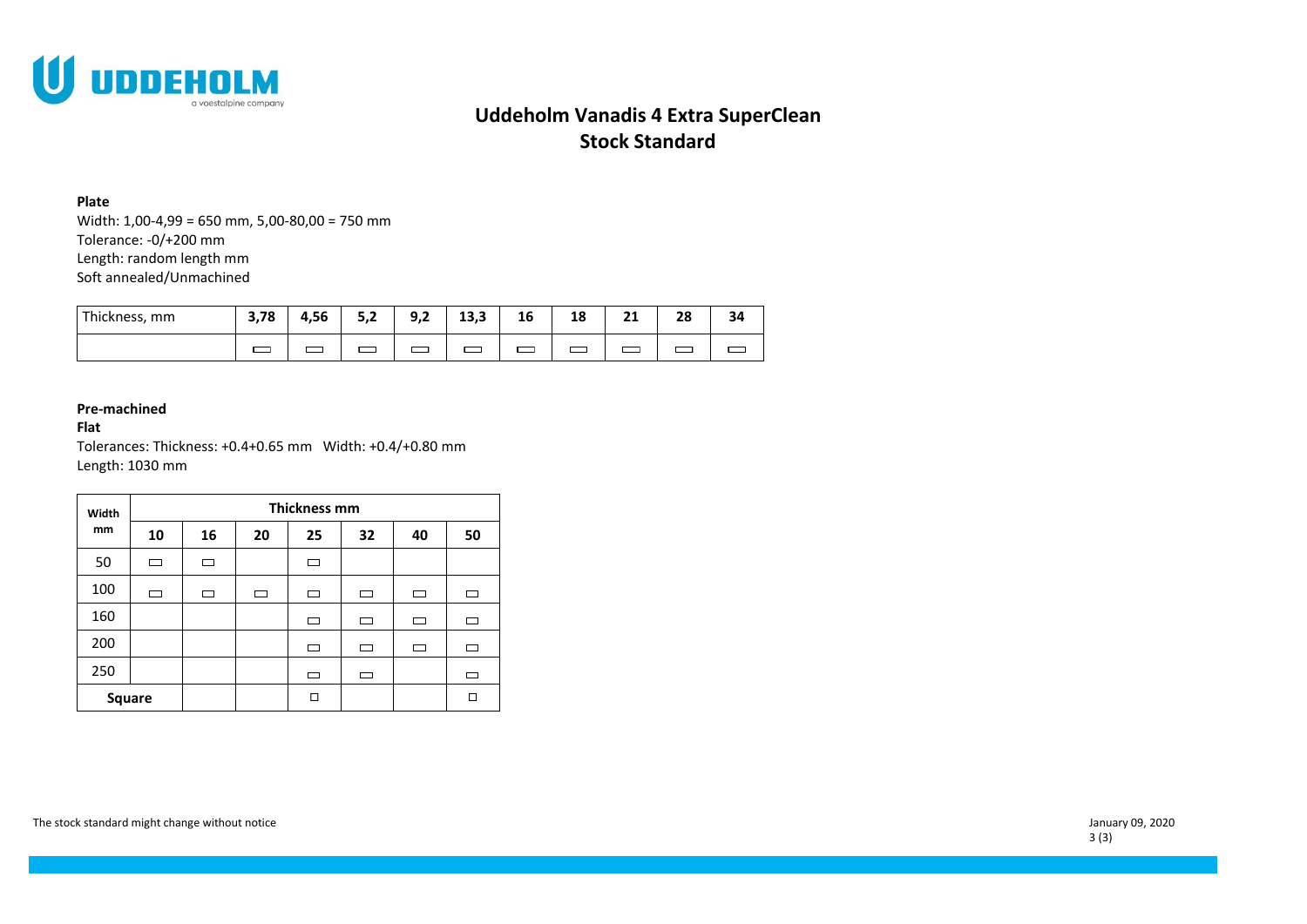# Uddeholm Vanadis 4 Extra SuperClean
## Stock Standard

**Plate**

Width: 1,00-4,99 = 650 mm, 5,00-80,00 = 750 mm
Tolerance: -0/+200 mm
Length: random length mm
Soft annealed/Unmachined

| Thickness, mm | 3,78 | 4,56 | 5,2 | 9,2 | 13,3 | 16 | 18 | 21 | 28 | 34 |
|---|---|---|---|---|---|---|---|---|---|---|
| | ▭ | ▭ | ▭ | ▭ | ▭ | ▭ | ▭ | ▭ | ▭ | ▭ |

**Pre-machined**

**Flat**

Tolerances: Thickness: +0.4+0.65 mm   Width: +0.4/+0.80 mm
Length: 1030 mm

| Width mm | Thickness mm | | | | | | |
|---|---|---|---|---|---|---|---|
| | 10 | 16 | 20 | 25 | 32 | 40 | 50 |
| 50 | ▭ | ▭ | | ▭ | | | |
| 100 | ▭ | ▭ | ▭ | ▭ | ▭ | ▭ | ▭ |
| 160 | | | | ▭ | ▭ | ▭ | ▭ |
| 200 | | | | ▭ | ▭ | ▭ | ▭ |
| 250 | | | | ▭ | ▭ | | ▭ |
| Square | | | | □ | | | □ |

The stock standard might change without notice

January 09, 2020